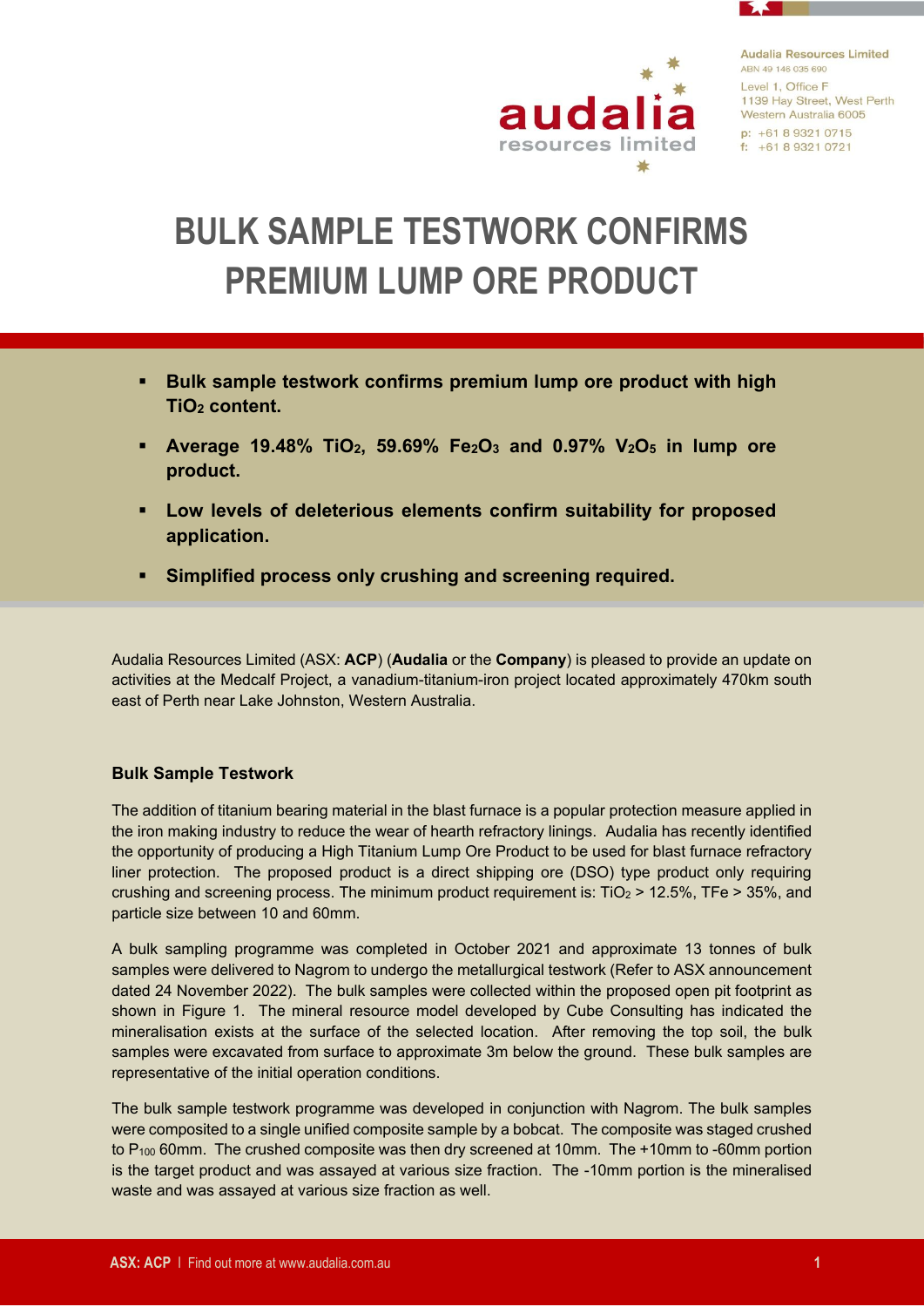Audalia Resources Limited
ABN 49 146 035 690
Level 1, Office F
1139 Hay Street, West Perth
Western Australia 6005
p: +61 8 9321 0715
f: +61 8 9321 0721

# BULK SAMPLE TESTWORK CONFIRMS PREMIUM LUMP ORE PRODUCT

- **Bulk sample testwork confirms premium lump ore product with high $TiO_2$ content.**
- **Average 19.48% $TiO_2$, 59.69% $Fe_2O_3$ and 0.97% $V_2O_5$ in lump ore product.**
- **Low levels of deleterious elements confirm suitability for proposed application.**
- **Simplified process only crushing and screening required.**

Audalia Resources Limited (ASX: **ACP**) (**Audalia** or the **Company**) is pleased to provide an update on activities at the Medcalf Project, a vanadium-titanium-iron project located approximately 470km south east of Perth near Lake Johnston, Western Australia.

### Bulk Sample Testwork

The addition of titanium bearing material in the blast furnace is a popular protection measure applied in the iron making industry to reduce the wear of hearth refractory linings. Audalia has recently identified the opportunity of producing a High Titanium Lump Ore Product to be used for blast furnace refractory liner protection. The proposed product is a direct shipping ore (DSO) type product only requiring crushing and screening process. The minimum product requirement is: $TiO_2$ > 12.5%, TFe > 35%, and particle size between 10 and 60mm.

A bulk sampling programme was completed in October 2021 and approximate 13 tonnes of bulk samples were delivered to Nagrom to undergo the metallurgical testwork (Refer to ASX announcement dated 24 November 2022). The bulk samples were collected within the proposed open pit footprint as shown in Figure 1. The mineral resource model developed by Cube Consulting has indicated the mineralisation exists at the surface of the selected location. After removing the top soil, the bulk samples were excavated from surface to approximate 3m below the ground. These bulk samples are representative of the initial operation conditions.

The bulk sample testwork programme was developed in conjunction with Nagrom. The bulk samples were composited to a single unified composite sample by a bobcat. The composite was staged crushed to $P_{100}$ 60mm. The crushed composite was then dry screened at 10mm. The +10mm to -60mm portion is the target product and was assayed at various size fraction. The -10mm portion is the mineralised waste and was assayed at various size fraction as well.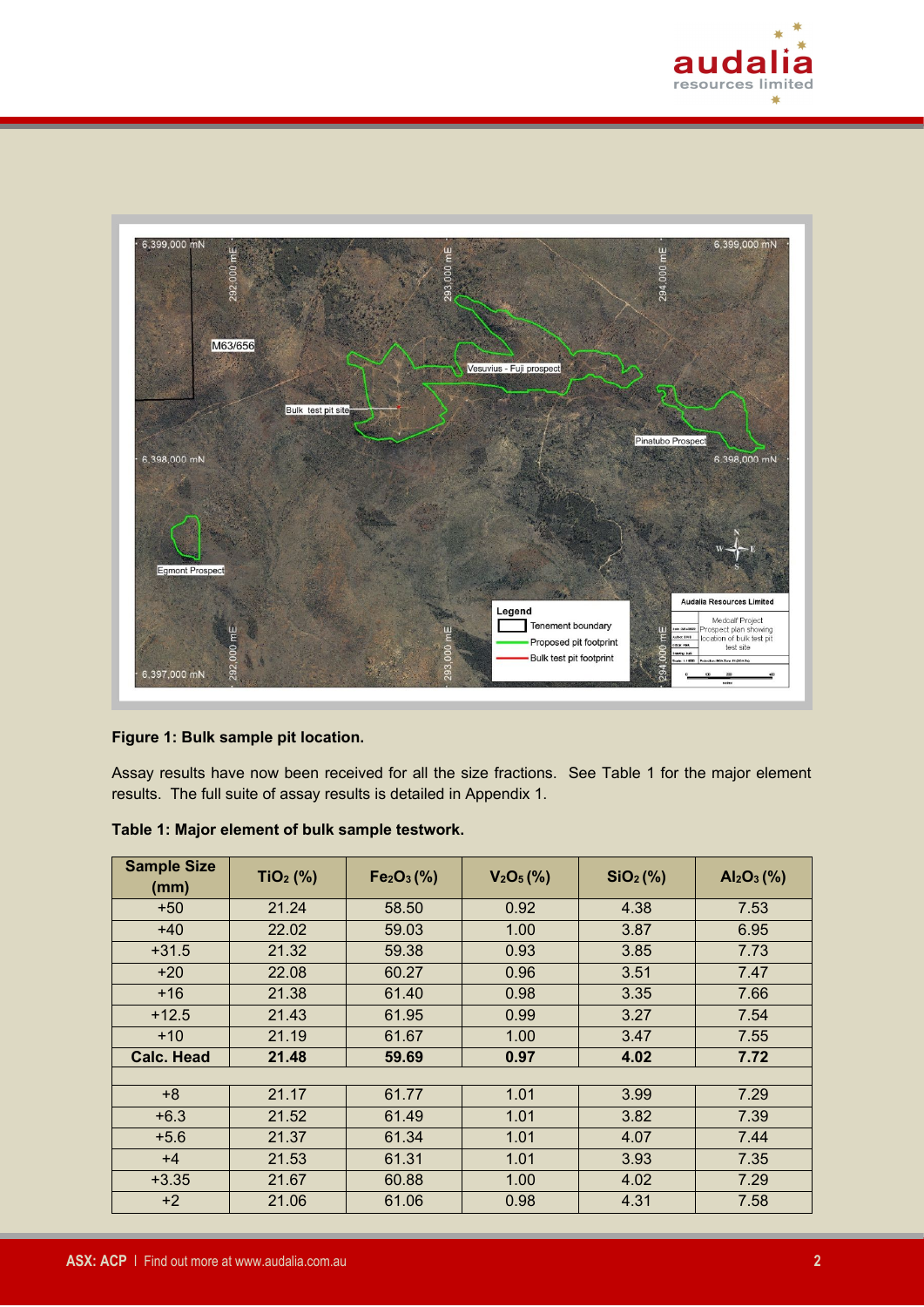**Figure 1: Bulk sample pit location.**

Assay results have now been received for all the size fractions. See Table 1 for the major element results. The full suite of assay results is detailed in Appendix 1.

**Table 1: Major element of bulk sample testwork.**

| Sample Size (mm) | $TiO_2$ (%) | $Fe_2O_3$ (%) | $V_2O_5$ (%) | $SiO_2$ (%) | $Al_2O_3$ (%) |
|---|---|---|---|---|---|
| +50 | 21.24 | 58.50 | 0.92 | 4.38 | 7.53 |
| +40 | 22.02 | 59.03 | 1.00 | 3.87 | 6.95 |
| +31.5 | 21.32 | 59.38 | 0.93 | 3.85 | 7.73 |
| +20 | 22.08 | 60.27 | 0.96 | 3.51 | 7.47 |
| +16 | 21.38 | 61.40 | 0.98 | 3.35 | 7.66 |
| +12.5 | 21.43 | 61.95 | 0.99 | 3.27 | 7.54 |
| +10 | 21.19 | 61.67 | 1.00 | 3.47 | 7.55 |
| **Calc. Head** | **21.48** | **59.69** | **0.97** | **4.02** | **7.72** |
| | | | | | |
| +8 | 21.17 | 61.77 | 1.01 | 3.99 | 7.29 |
| +6.3 | 21.52 | 61.49 | 1.01 | 3.82 | 7.39 |
| +5.6 | 21.37 | 61.34 | 1.01 | 4.07 | 7.44 |
| +4 | 21.53 | 61.31 | 1.01 | 3.93 | 7.35 |
| +3.35 | 21.67 | 60.88 | 1.00 | 4.02 | 7.29 |
| +2 | 21.06 | 61.06 | 0.98 | 4.31 | 7.58 |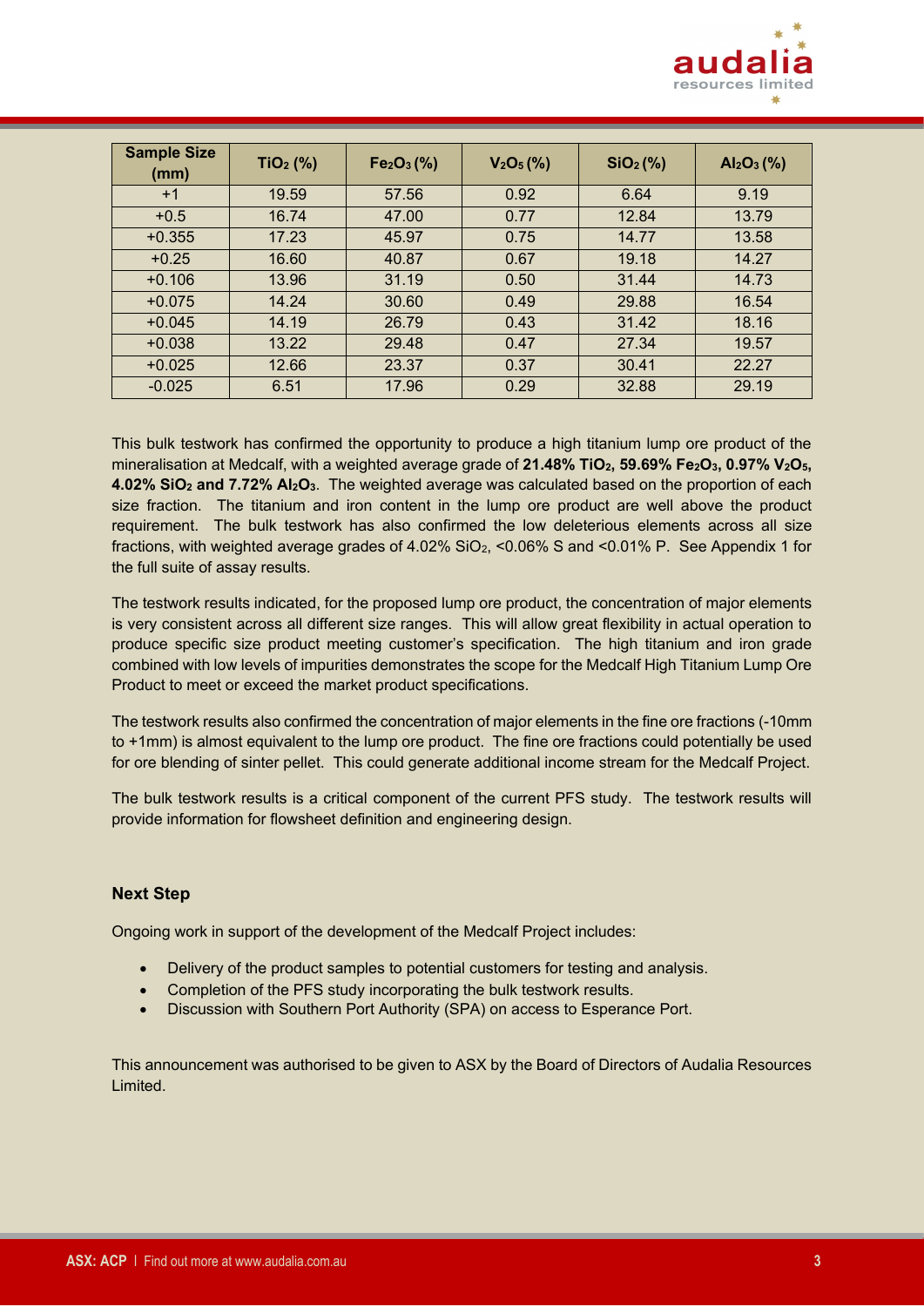| Sample Size (mm) | $TiO_2$ (%) | $Fe_2O_3$ (%) | $V_2O_5$ (%) | $SiO_2$ (%) | $Al_2O_3$ (%) |
|---|---|---|---|---|---|
| +1 | 19.59 | 57.56 | 0.92 | 6.64 | 9.19 |
| +0.5 | 16.74 | 47.00 | 0.77 | 12.84 | 13.79 |
| +0.355 | 17.23 | 45.97 | 0.75 | 14.77 | 13.58 |
| +0.25 | 16.60 | 40.87 | 0.67 | 19.18 | 14.27 |
| +0.106 | 13.96 | 31.19 | 0.50 | 31.44 | 14.73 |
| +0.075 | 14.24 | 30.60 | 0.49 | 29.88 | 16.54 |
| +0.045 | 14.19 | 26.79 | 0.43 | 31.42 | 18.16 |
| +0.038 | 13.22 | 29.48 | 0.47 | 27.34 | 19.57 |
| +0.025 | 12.66 | 23.37 | 0.37 | 30.41 | 22.27 |
| -0.025 | 6.51 | 17.96 | 0.29 | 32.88 | 29.19 |

This bulk testwork has confirmed the opportunity to produce a high titanium lump ore product of the mineralisation at Medcalf, with a weighted average grade of **21.48% $TiO_2$, 59.69% $Fe_2O_3$, 0.97% $V_2O_5$, 4.02% $SiO_2$ and 7.72% $Al_2O_3$**. The weighted average was calculated based on the proportion of each size fraction. The titanium and iron content in the lump ore product are well above the product requirement. The bulk testwork has also confirmed the low deleterious elements across all size fractions, with weighted average grades of 4.02% $SiO_2$, <0.06% S and <0.01% P. See Appendix 1 for the full suite of assay results.

The testwork results indicated, for the proposed lump ore product, the concentration of major elements is very consistent across all different size ranges. This will allow great flexibility in actual operation to produce specific size product meeting customer's specification. The high titanium and iron grade combined with low levels of impurities demonstrates the scope for the Medcalf High Titanium Lump Ore Product to meet or exceed the market product specifications.

The testwork results also confirmed the concentration of major elements in the fine ore fractions (-10mm to +1mm) is almost equivalent to the lump ore product. The fine ore fractions could potentially be used for ore blending of sinter pellet. This could generate additional income stream for the Medcalf Project.

The bulk testwork results is a critical component of the current PFS study. The testwork results will provide information for flowsheet definition and engineering design.

## Next Step

Ongoing work in support of the development of the Medcalf Project includes:

- Delivery of the product samples to potential customers for testing and analysis.
- Completion of the PFS study incorporating the bulk testwork results.
- Discussion with Southern Port Authority (SPA) on access to Esperance Port.

This announcement was authorised to be given to ASX by the Board of Directors of Audalia Resources Limited.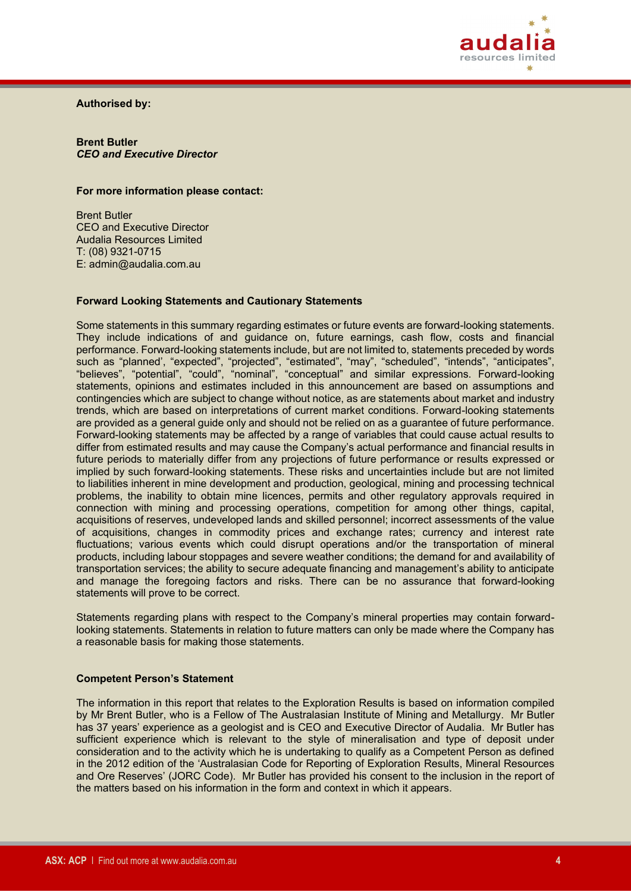**Authorised by:**

**Brent Butler**
***CEO and Executive Director***

**For more information please contact:**

Brent Butler
CEO and Executive Director
Audalia Resources Limited
T: (08) 9321-0715
E: admin@audalia.com.au

**Forward Looking Statements and Cautionary Statements**

Some statements in this summary regarding estimates or future events are forward-looking statements. They include indications of and guidance on, future earnings, cash flow, costs and financial performance. Forward-looking statements include, but are not limited to, statements preceded by words such as "planned', "expected", "projected", "estimated", "may", "scheduled", "intends", "anticipates", "believes", "potential", "could", "nominal", "conceptual" and similar expressions. Forward-looking statements, opinions and estimates included in this announcement are based on assumptions and contingencies which are subject to change without notice, as are statements about market and industry trends, which are based on interpretations of current market conditions. Forward-looking statements are provided as a general guide only and should not be relied on as a guarantee of future performance. Forward-looking statements may be affected by a range of variables that could cause actual results to differ from estimated results and may cause the Company's actual performance and financial results in future periods to materially differ from any projections of future performance or results expressed or implied by such forward-looking statements. These risks and uncertainties include but are not limited to liabilities inherent in mine development and production, geological, mining and processing technical problems, the inability to obtain mine licences, permits and other regulatory approvals required in connection with mining and processing operations, competition for among other things, capital, acquisitions of reserves, undeveloped lands and skilled personnel; incorrect assessments of the value of acquisitions, changes in commodity prices and exchange rates; currency and interest rate fluctuations; various events which could disrupt operations and/or the transportation of mineral products, including labour stoppages and severe weather conditions; the demand for and availability of transportation services; the ability to secure adequate financing and management's ability to anticipate and manage the foregoing factors and risks. There can be no assurance that forward-looking statements will prove to be correct.

Statements regarding plans with respect to the Company's mineral properties may contain forward-looking statements. Statements in relation to future matters can only be made where the Company has a reasonable basis for making those statements.

**Competent Person's Statement**

The information in this report that relates to the Exploration Results is based on information compiled by Mr Brent Butler, who is a Fellow of The Australasian Institute of Mining and Metallurgy. Mr Butler has 37 years' experience as a geologist and is CEO and Executive Director of Audalia. Mr Butler has sufficient experience which is relevant to the style of mineralisation and type of deposit under consideration and to the activity which he is undertaking to qualify as a Competent Person as defined in the 2012 edition of the 'Australasian Code for Reporting of Exploration Results, Mineral Resources and Ore Reserves' (JORC Code). Mr Butler has provided his consent to the inclusion in the report of the matters based on his information in the form and context in which it appears.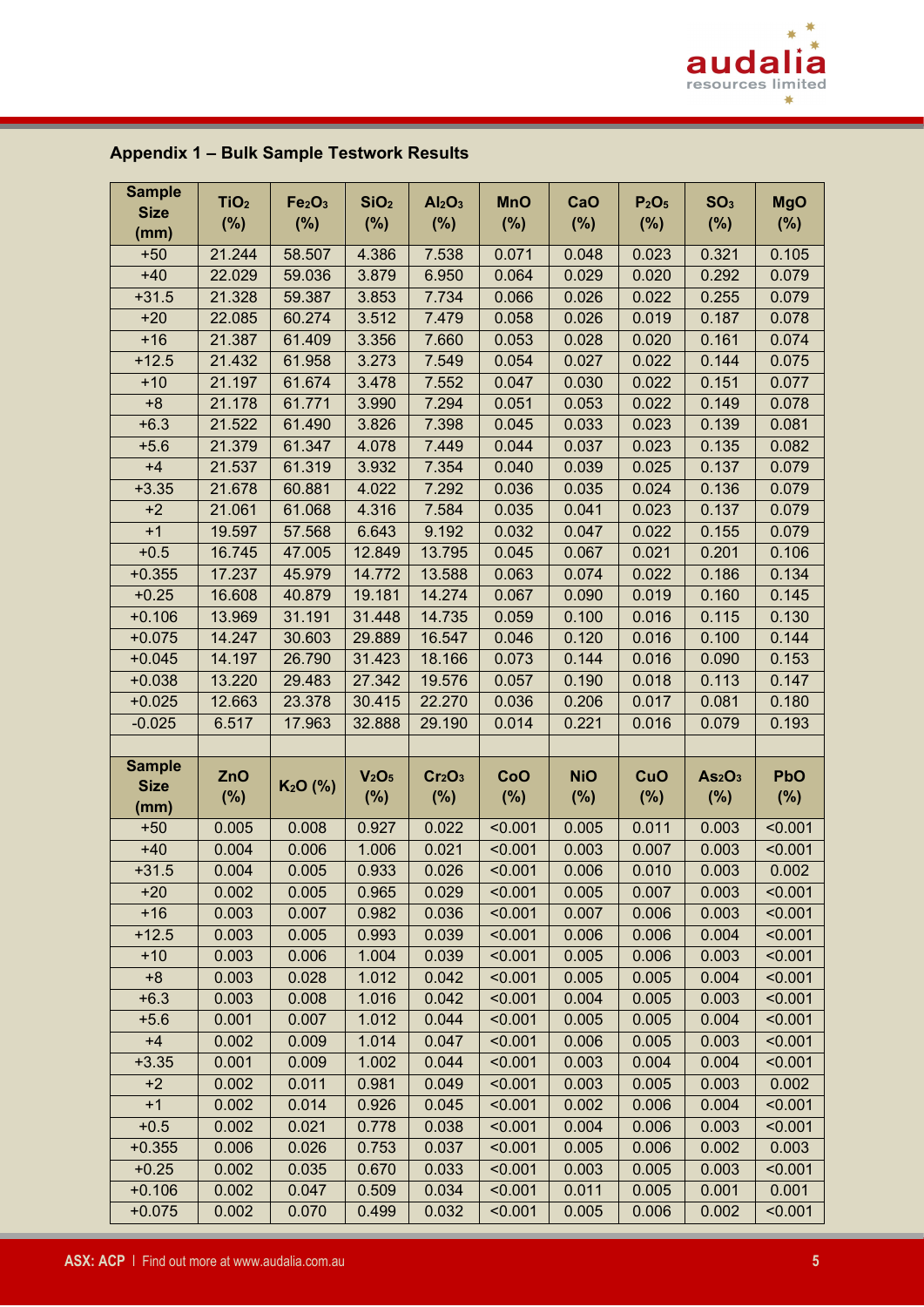## Appendix 1 – Bulk Sample Testwork Results

| Sample Size (mm) | $TiO_2$ (%) | $Fe_2O_3$ (%) | $SiO_2$ (%) | $Al_2O_3$ (%) | MnO (%) | CaO (%) | $P_2O_5$ (%) | $SO_3$ (%) | MgO (%) |
|---|---|---|---|---|---|---|---|---|---|
| +50 | 21.244 | 58.507 | 4.386 | 7.538 | 0.071 | 0.048 | 0.023 | 0.321 | 0.105 |
| +40 | 22.029 | 59.036 | 3.879 | 6.950 | 0.064 | 0.029 | 0.020 | 0.292 | 0.079 |
| +31.5 | 21.328 | 59.387 | 3.853 | 7.734 | 0.066 | 0.026 | 0.022 | 0.255 | 0.079 |
| +20 | 22.085 | 60.274 | 3.512 | 7.479 | 0.058 | 0.026 | 0.019 | 0.187 | 0.078 |
| +16 | 21.387 | 61.409 | 3.356 | 7.660 | 0.053 | 0.028 | 0.020 | 0.161 | 0.074 |
| +12.5 | 21.432 | 61.958 | 3.273 | 7.549 | 0.054 | 0.027 | 0.022 | 0.144 | 0.075 |
| +10 | 21.197 | 61.674 | 3.478 | 7.552 | 0.047 | 0.030 | 0.022 | 0.151 | 0.077 |
| +8 | 21.178 | 61.771 | 3.990 | 7.294 | 0.051 | 0.053 | 0.022 | 0.149 | 0.078 |
| +6.3 | 21.522 | 61.490 | 3.826 | 7.398 | 0.045 | 0.033 | 0.023 | 0.139 | 0.081 |
| +5.6 | 21.379 | 61.347 | 4.078 | 7.449 | 0.044 | 0.037 | 0.023 | 0.135 | 0.082 |
| +4 | 21.537 | 61.319 | 3.932 | 7.354 | 0.040 | 0.039 | 0.025 | 0.137 | 0.079 |
| +3.35 | 21.678 | 60.881 | 4.022 | 7.292 | 0.036 | 0.035 | 0.024 | 0.136 | 0.079 |
| +2 | 21.061 | 61.068 | 4.316 | 7.584 | 0.035 | 0.041 | 0.023 | 0.137 | 0.079 |
| +1 | 19.597 | 57.568 | 6.643 | 9.192 | 0.032 | 0.047 | 0.022 | 0.155 | 0.079 |
| +0.5 | 16.745 | 47.005 | 12.849 | 13.795 | 0.045 | 0.067 | 0.021 | 0.201 | 0.106 |
| +0.355 | 17.237 | 45.979 | 14.772 | 13.588 | 0.063 | 0.074 | 0.022 | 0.186 | 0.134 |
| +0.25 | 16.608 | 40.879 | 19.181 | 14.274 | 0.067 | 0.090 | 0.019 | 0.160 | 0.145 |
| +0.106 | 13.969 | 31.191 | 31.448 | 14.735 | 0.059 | 0.100 | 0.016 | 0.115 | 0.130 |
| +0.075 | 14.247 | 30.603 | 29.889 | 16.547 | 0.046 | 0.120 | 0.016 | 0.100 | 0.144 |
| +0.045 | 14.197 | 26.790 | 31.423 | 18.166 | 0.073 | 0.144 | 0.016 | 0.090 | 0.153 |
| +0.038 | 13.220 | 29.483 | 27.342 | 19.576 | 0.057 | 0.190 | 0.018 | 0.113 | 0.147 |
| +0.025 | 12.663 | 23.378 | 30.415 | 22.270 | 0.036 | 0.206 | 0.017 | 0.081 | 0.180 |
| -0.025 | 6.517 | 17.963 | 32.888 | 29.190 | 0.014 | 0.221 | 0.016 | 0.079 | 0.193 |

| Sample Size (mm) | ZnO (%) | $K_2O$ (%) | $V_2O_5$ (%) | $Cr_2O_3$ (%) | CoO (%) | NiO (%) | CuO (%) | $As_2O_3$ (%) | PbO (%) |
|---|---|---|---|---|---|---|---|---|---|
| +50 | 0.005 | 0.008 | 0.927 | 0.022 | <0.001 | 0.005 | 0.011 | 0.003 | <0.001 |
| +40 | 0.004 | 0.006 | 1.006 | 0.021 | <0.001 | 0.003 | 0.007 | 0.003 | <0.001 |
| +31.5 | 0.004 | 0.005 | 0.933 | 0.026 | <0.001 | 0.006 | 0.010 | 0.003 | 0.002 |
| +20 | 0.002 | 0.005 | 0.965 | 0.029 | <0.001 | 0.005 | 0.007 | 0.003 | <0.001 |
| +16 | 0.003 | 0.007 | 0.982 | 0.036 | <0.001 | 0.007 | 0.006 | 0.003 | <0.001 |
| +12.5 | 0.003 | 0.005 | 0.993 | 0.039 | <0.001 | 0.006 | 0.006 | 0.004 | <0.001 |
| +10 | 0.003 | 0.006 | 1.004 | 0.039 | <0.001 | 0.005 | 0.006 | 0.003 | <0.001 |
| +8 | 0.003 | 0.028 | 1.012 | 0.042 | <0.001 | 0.005 | 0.005 | 0.004 | <0.001 |
| +6.3 | 0.003 | 0.008 | 1.016 | 0.042 | <0.001 | 0.004 | 0.005 | 0.003 | <0.001 |
| +5.6 | 0.001 | 0.007 | 1.012 | 0.044 | <0.001 | 0.005 | 0.005 | 0.004 | <0.001 |
| +4 | 0.002 | 0.009 | 1.014 | 0.047 | <0.001 | 0.006 | 0.005 | 0.003 | <0.001 |
| +3.35 | 0.001 | 0.009 | 1.002 | 0.044 | <0.001 | 0.003 | 0.004 | 0.004 | <0.001 |
| +2 | 0.002 | 0.011 | 0.981 | 0.049 | <0.001 | 0.003 | 0.005 | 0.003 | 0.002 |
| +1 | 0.002 | 0.014 | 0.926 | 0.045 | <0.001 | 0.002 | 0.006 | 0.004 | <0.001 |
| +0.5 | 0.002 | 0.021 | 0.778 | 0.038 | <0.001 | 0.004 | 0.006 | 0.003 | <0.001 |
| +0.355 | 0.006 | 0.026 | 0.753 | 0.037 | <0.001 | 0.005 | 0.006 | 0.002 | 0.003 |
| +0.25 | 0.002 | 0.035 | 0.670 | 0.033 | <0.001 | 0.003 | 0.005 | 0.003 | <0.001 |
| +0.106 | 0.002 | 0.047 | 0.509 | 0.034 | <0.001 | 0.011 | 0.005 | 0.001 | 0.001 |
| +0.075 | 0.002 | 0.070 | 0.499 | 0.032 | <0.001 | 0.005 | 0.006 | 0.002 | <0.001 |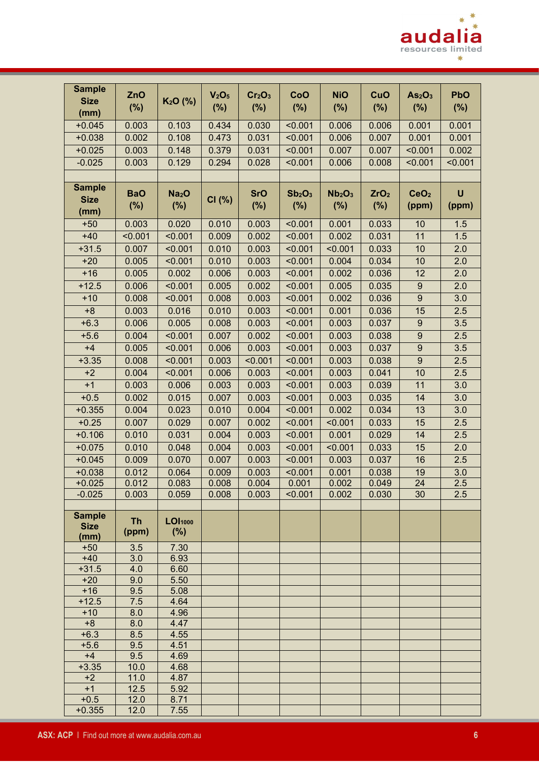| Sample Size (mm) | ZnO (%) | $K_2O$ (%) | $V_2O_5$ (%) | $Cr_2O_3$ (%) | CoO (%) | NiO (%) | CuO (%) | $As_2O_3$ (%) | PbO (%) |
|---|---|---|---|---|---|---|---|---|---|
| +0.045 | 0.003 | 0.103 | 0.434 | 0.030 | <0.001 | 0.006 | 0.006 | 0.001 | 0.001 |
| +0.038 | 0.002 | 0.108 | 0.473 | 0.031 | <0.001 | 0.006 | 0.007 | 0.001 | 0.001 |
| +0.025 | 0.003 | 0.148 | 0.379 | 0.031 | <0.001 | 0.007 | 0.007 | <0.001 | 0.002 |
| -0.025 | 0.003 | 0.129 | 0.294 | 0.028 | <0.001 | 0.006 | 0.008 | <0.001 | <0.001 |
| | | | | | | | | | |
| **Sample Size (mm)** | **BaO (%)** | **$Na_2O$ (%)** | **Cl (%)** | **SrO (%)** | **$Sb_2O_3$ (%)** | **$Nb_2O_3$ (%)** | **$ZrO_2$ (%)** | **$CeO_2$ (ppm)** | **U (ppm)** |
| +50 | 0.003 | 0.020 | 0.010 | 0.003 | <0.001 | 0.001 | 0.033 | 10 | 1.5 |
| +40 | <0.001 | <0.001 | 0.009 | 0.002 | <0.001 | 0.002 | 0.031 | 11 | 1.5 |
| +31.5 | 0.007 | <0.001 | 0.010 | 0.003 | <0.001 | <0.001 | 0.033 | 10 | 2.0 |
| +20 | 0.005 | <0.001 | 0.010 | 0.003 | <0.001 | 0.004 | 0.034 | 10 | 2.0 |
| +16 | 0.005 | 0.002 | 0.006 | 0.003 | <0.001 | 0.002 | 0.036 | 12 | 2.0 |
| +12.5 | 0.006 | <0.001 | 0.005 | 0.002 | <0.001 | 0.005 | 0.035 | 9 | 2.0 |
| +10 | 0.008 | <0.001 | 0.008 | 0.003 | <0.001 | 0.002 | 0.036 | 9 | 3.0 |
| +8 | 0.003 | 0.016 | 0.010 | 0.003 | <0.001 | 0.001 | 0.036 | 15 | 2.5 |
| +6.3 | 0.006 | 0.005 | 0.008 | 0.003 | <0.001 | 0.003 | 0.037 | 9 | 3.5 |
| +5.6 | 0.004 | <0.001 | 0.007 | 0.002 | <0.001 | 0.003 | 0.038 | 9 | 2.5 |
| +4 | 0.005 | <0.001 | 0.006 | 0.003 | <0.001 | 0.003 | 0.037 | 9 | 3.5 |
| +3.35 | 0.008 | <0.001 | 0.003 | <0.001 | <0.001 | 0.003 | 0.038 | 9 | 2.5 |
| +2 | 0.004 | <0.001 | 0.006 | 0.003 | <0.001 | 0.003 | 0.041 | 10 | 2.5 |
| +1 | 0.003 | 0.006 | 0.003 | 0.003 | <0.001 | 0.003 | 0.039 | 11 | 3.0 |
| +0.5 | 0.002 | 0.015 | 0.007 | 0.003 | <0.001 | 0.003 | 0.035 | 14 | 3.0 |
| +0.355 | 0.004 | 0.023 | 0.010 | 0.004 | <0.001 | 0.002 | 0.034 | 13 | 3.0 |
| +0.25 | 0.007 | 0.029 | 0.007 | 0.002 | <0.001 | <0.001 | 0.033 | 15 | 2.5 |
| +0.106 | 0.010 | 0.031 | 0.004 | 0.003 | <0.001 | 0.001 | 0.029 | 14 | 2.5 |
| +0.075 | 0.010 | 0.048 | 0.004 | 0.003 | <0.001 | <0.001 | 0.033 | 15 | 2.0 |
| +0.045 | 0.009 | 0.070 | 0.007 | 0.003 | <0.001 | 0.003 | 0.037 | 16 | 2.5 |
| +0.038 | 0.012 | 0.064 | 0.009 | 0.003 | <0.001 | 0.001 | 0.038 | 19 | 3.0 |
| +0.025 | 0.012 | 0.083 | 0.008 | 0.004 | 0.001 | 0.002 | 0.049 | 24 | 2.5 |
| -0.025 | 0.003 | 0.059 | 0.008 | 0.003 | <0.001 | 0.002 | 0.030 | 30 | 2.5 |
| | | | | | | | | | |
| **Sample Size (mm)** | **Th (ppm)** | **$LOI_{1000}$ (%)** | | | | | | | |
| +50 | 3.5 | 7.30 | | | | | | | |
| +40 | 3.0 | 6.93 | | | | | | | |
| +31.5 | 4.0 | 6.60 | | | | | | | |
| +20 | 9.0 | 5.50 | | | | | | | |
| +16 | 9.5 | 5.08 | | | | | | | |
| +12.5 | 7.5 | 4.64 | | | | | | | |
| +10 | 8.0 | 4.96 | | | | | | | |
| +8 | 8.0 | 4.47 | | | | | | | |
| +6.3 | 8.5 | 4.55 | | | | | | | |
| +5.6 | 9.5 | 4.51 | | | | | | | |
| +4 | 9.5 | 4.69 | | | | | | | |
| +3.35 | 10.0 | 4.68 | | | | | | | |
| +2 | 11.0 | 4.87 | | | | | | | |
| +1 | 12.5 | 5.92 | | | | | | | |
| +0.5 | 12.0 | 8.71 | | | | | | | |
| +0.355 | 12.0 | 7.55 | | | | | | | |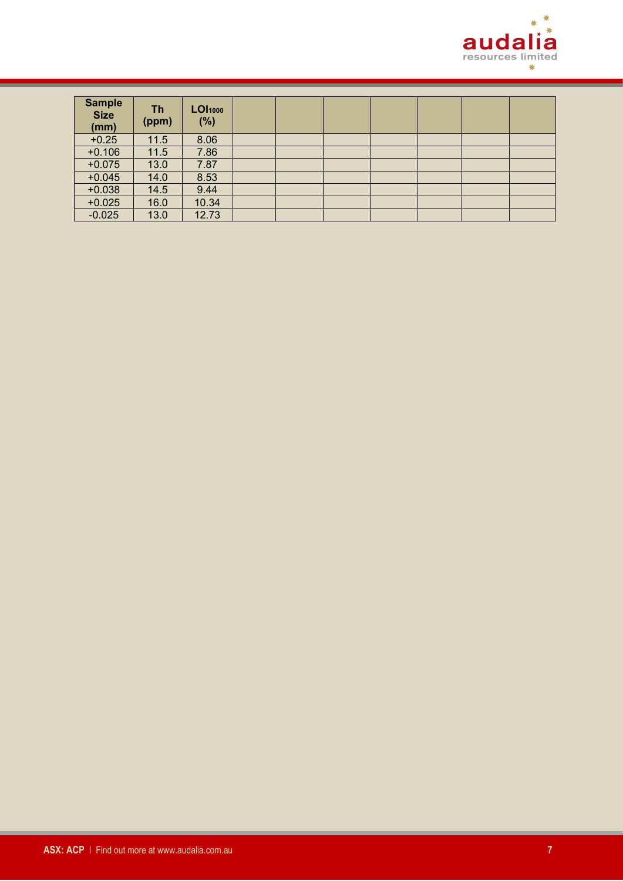| Sample Size (mm) | Th (ppm) | $LOI_{1000}$ (%) | | | | | | | |
|---|---|---|---|---|---|---|---|---|---|
| +0.25 | 11.5 | 8.06 | | | | | | | |
| +0.106 | 11.5 | 7.86 | | | | | | | |
| +0.075 | 13.0 | 7.87 | | | | | | | |
| +0.045 | 14.0 | 8.53 | | | | | | | |
| +0.038 | 14.5 | 9.44 | | | | | | | |
| +0.025 | 16.0 | 10.34 | | | | | | | |
| -0.025 | 13.0 | 12.73 | | | | | | | |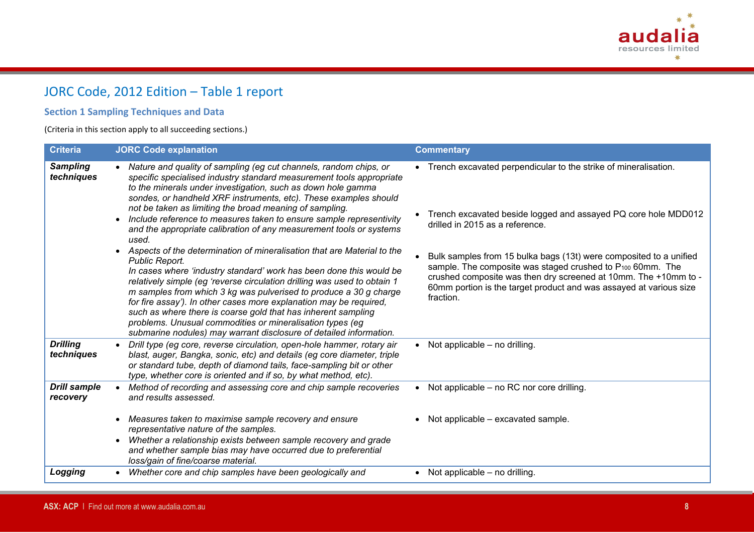# JORC Code, 2012 Edition – Table 1 report

## Section 1 Sampling Techniques and Data

(Criteria in this section apply to all succeeding sections.)

| Criteria | JORC Code explanation | Commentary |
|---|---|---|
| ***Sampling techniques*** | • *Nature and quality of sampling (eg cut channels, random chips, or specific specialised industry standard measurement tools appropriate to the minerals under investigation, such as down hole gamma sondes, or handheld XRF instruments, etc). These examples should not be taken as limiting the broad meaning of sampling.*<br>• *Include reference to measures taken to ensure sample representivity and the appropriate calibration of any measurement tools or systems used.*<br>• *Aspects of the determination of mineralisation that are Material to the Public Report.*<br>*In cases where 'industry standard' work has been done this would be relatively simple (eg 'reverse circulation drilling was used to obtain 1 m samples from which 3 kg was pulverised to produce a 30 g charge for fire assay'). In other cases more explanation may be required, such as where there is coarse gold that has inherent sampling problems. Unusual commodities or mineralisation types (eg submarine nodules) may warrant disclosure of detailed information.* | • Trench excavated perpendicular to the strike of mineralisation.<br>• Trench excavated beside logged and assayed PQ core hole MDD012 drilled in 2015 as a reference.<br>• Bulk samples from 15 bulka bags (13t) were composited to a unified sample. The composite was staged crushed to $P_{100}$ 60mm. The crushed composite was then dry screened at 10mm. The +10mm to -60mm portion is the target product and was assayed at various size fraction. |
| ***Drilling techniques*** | • *Drill type (eg core, reverse circulation, open-hole hammer, rotary air blast, auger, Bangka, sonic, etc) and details (eg core diameter, triple or standard tube, depth of diamond tails, face-sampling bit or other type, whether core is oriented and if so, by what method, etc).* | • Not applicable – no drilling. |
| ***Drill sample recovery*** | • *Method of recording and assessing core and chip sample recoveries and results assessed.*<br>• *Measures taken to maximise sample recovery and ensure representative nature of the samples.*<br>• *Whether a relationship exists between sample recovery and grade and whether sample bias may have occurred due to preferential loss/gain of fine/coarse material.* | • Not applicable – no RC nor core drilling.<br>• Not applicable – excavated sample. |
| ***Logging*** | • *Whether core and chip samples have been geologically and* | • Not applicable – no drilling. |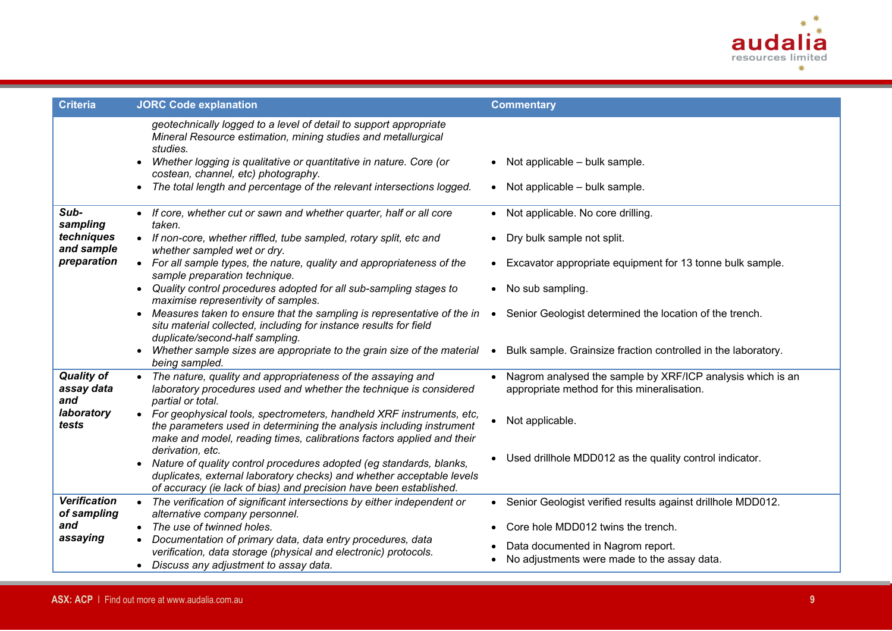| Criteria | JORC Code explanation | Commentary |
|---|---|---|
| | *geotechnically logged to a level of detail to support appropriate Mineral Resource estimation, mining studies and metallurgical studies.*<br>• *Whether logging is qualitative or quantitative in nature. Core (or costean, channel, etc) photography.*<br>• *The total length and percentage of the relevant intersections logged.* | • Not applicable – bulk sample.<br>• Not applicable – bulk sample. |
| ***Sub-sampling techniques and sample preparation*** | • *If core, whether cut or sawn and whether quarter, half or all core taken.*<br>• *If non-core, whether riffled, tube sampled, rotary split, etc and whether sampled wet or dry.*<br>• *For all sample types, the nature, quality and appropriateness of the sample preparation technique.*<br>• *Quality control procedures adopted for all sub-sampling stages to maximise representivity of samples.*<br>• *Measures taken to ensure that the sampling is representative of the in situ material collected, including for instance results for field duplicate/second-half sampling.*<br>• *Whether sample sizes are appropriate to the grain size of the material being sampled.* | • Not applicable. No core drilling.<br>• Dry bulk sample not split.<br>• Excavator appropriate equipment for 13 tonne bulk sample.<br>• No sub sampling.<br>• Senior Geologist determined the location of the trench.<br>• Bulk sample. Grainsize fraction controlled in the laboratory. |
| ***Quality of assay data and laboratory tests*** | • *The nature, quality and appropriateness of the assaying and laboratory procedures used and whether the technique is considered partial or total.*<br>• *For geophysical tools, spectrometers, handheld XRF instruments, etc, the parameters used in determining the analysis including instrument make and model, reading times, calibrations factors applied and their derivation, etc.*<br>• *Nature of quality control procedures adopted (eg standards, blanks, duplicates, external laboratory checks) and whether acceptable levels of accuracy (ie lack of bias) and precision have been established.* | • Nagrom analysed the sample by XRF/ICP analysis which is an appropriate method for this mineralisation.<br>• Not applicable.<br>• Used drillhole MDD012 as the quality control indicator. |
| ***Verification of sampling and assaying*** | • *The verification of significant intersections by either independent or alternative company personnel.*<br>• *The use of twinned holes.*<br>• *Documentation of primary data, data entry procedures, data verification, data storage (physical and electronic) protocols.*<br>• *Discuss any adjustment to assay data.* | • Senior Geologist verified results against drillhole MDD012.<br>• Core hole MDD012 twins the trench.<br>• Data documented in Nagrom report.<br>• No adjustments were made to the assay data. |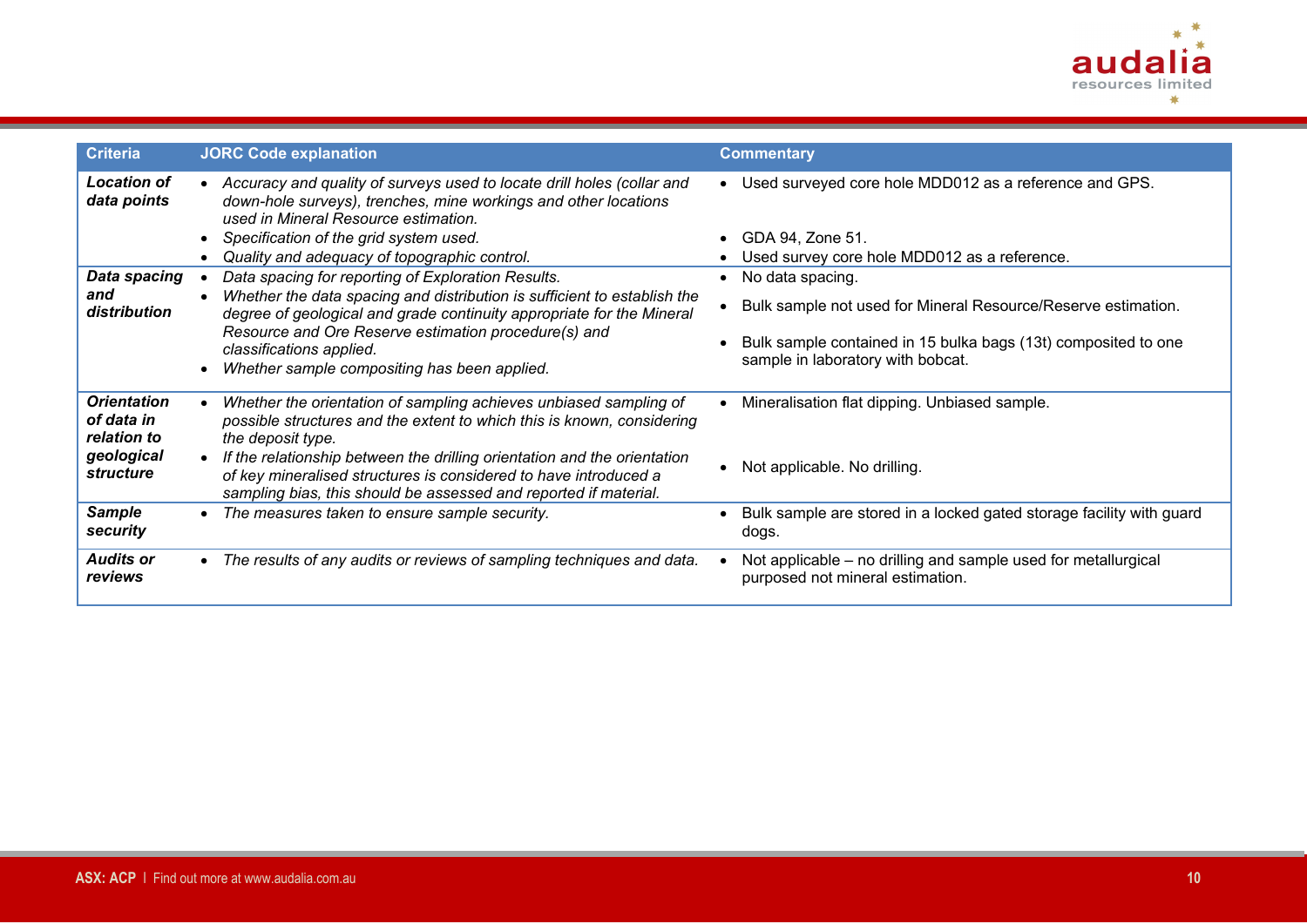| Criteria | JORC Code explanation | Commentary |
| --- | --- | --- |
| ***Location of data points*** | • *Accuracy and quality of surveys used to locate drill holes (collar and down-hole surveys), trenches, mine workings and other locations used in Mineral Resource estimation.*<br>• *Specification of the grid system used.*<br>• *Quality and adequacy of topographic control.* | • Used surveyed core hole MDD012 as a reference and GPS.<br>• GDA 94, Zone 51.<br>• Used survey core hole MDD012 as a reference. |
| ***Data spacing and distribution*** | • *Data spacing for reporting of Exploration Results.*<br>• *Whether the data spacing and distribution is sufficient to establish the degree of geological and grade continuity appropriate for the Mineral Resource and Ore Reserve estimation procedure(s) and classifications applied.*<br>• *Whether sample compositing has been applied.* | • No data spacing.<br>• Bulk sample not used for Mineral Resource/Reserve estimation.<br>• Bulk sample contained in 15 bulka bags (13t) composited to one sample in laboratory with bobcat. |
| ***Orientation of data in relation to geological structure*** | • *Whether the orientation of sampling achieves unbiased sampling of possible structures and the extent to which this is known, considering the deposit type.*<br>• *If the relationship between the drilling orientation and the orientation of key mineralised structures is considered to have introduced a sampling bias, this should be assessed and reported if material.* | • Mineralisation flat dipping. Unbiased sample.<br>• Not applicable. No drilling. |
| ***Sample security*** | • *The measures taken to ensure sample security.* | • Bulk sample are stored in a locked gated storage facility with guard dogs. |
| ***Audits or reviews*** | • *The results of any audits or reviews of sampling techniques and data.* | • Not applicable – no drilling and sample used for metallurgical purposed not mineral estimation. |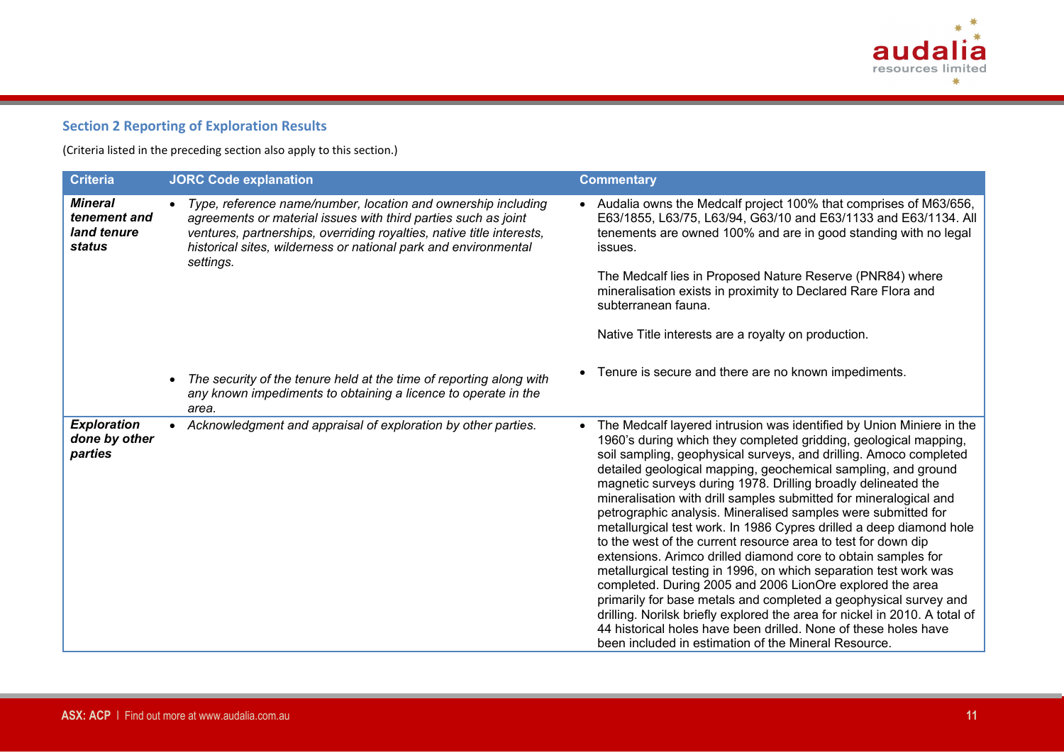## Section 2 Reporting of Exploration Results

(Criteria listed in the preceding section also apply to this section.)

| Criteria | JORC Code explanation | Commentary |
|---|---|---|
| ***Mineral tenement and land tenure status*** | • *Type, reference name/number, location and ownership including agreements or material issues with third parties such as joint ventures, partnerships, overriding royalties, native title interests, historical sites, wilderness or national park and environmental settings.* | • Audalia owns the Medcalf project 100% that comprises of M63/656, E63/1855, L63/75, L63/94, G63/10 and E63/1133 and E63/1134. All tenements are owned 100% and are in good standing with no legal issues.<br><br>The Medcalf lies in Proposed Nature Reserve (PNR84) where mineralisation exists in proximity to Declared Rare Flora and subterranean fauna.<br><br>Native Title interests are a royalty on production. |
| | • *The security of the tenure held at the time of reporting along with any known impediments to obtaining a licence to operate in the area.* | • Tenure is secure and there are no known impediments. |
| ***Exploration done by other parties*** | • *Acknowledgment and appraisal of exploration by other parties.* | • The Medcalf layered intrusion was identified by Union Miniere in the 1960's during which they completed gridding, geological mapping, soil sampling, geophysical surveys, and drilling. Amoco completed detailed geological mapping, geochemical sampling, and ground magnetic surveys during 1978. Drilling broadly delineated the mineralisation with drill samples submitted for mineralogical and petrographic analysis. Mineralised samples were submitted for metallurgical test work. In 1986 Cypres drilled a deep diamond hole to the west of the current resource area to test for down dip extensions. Arimco drilled diamond core to obtain samples for metallurgical testing in 1996, on which separation test work was completed. During 2005 and 2006 LionOre explored the area primarily for base metals and completed a geophysical survey and drilling. Norilsk briefly explored the area for nickel in 2010. A total of 44 historical holes have been drilled. None of these holes have been included in estimation of the Mineral Resource. |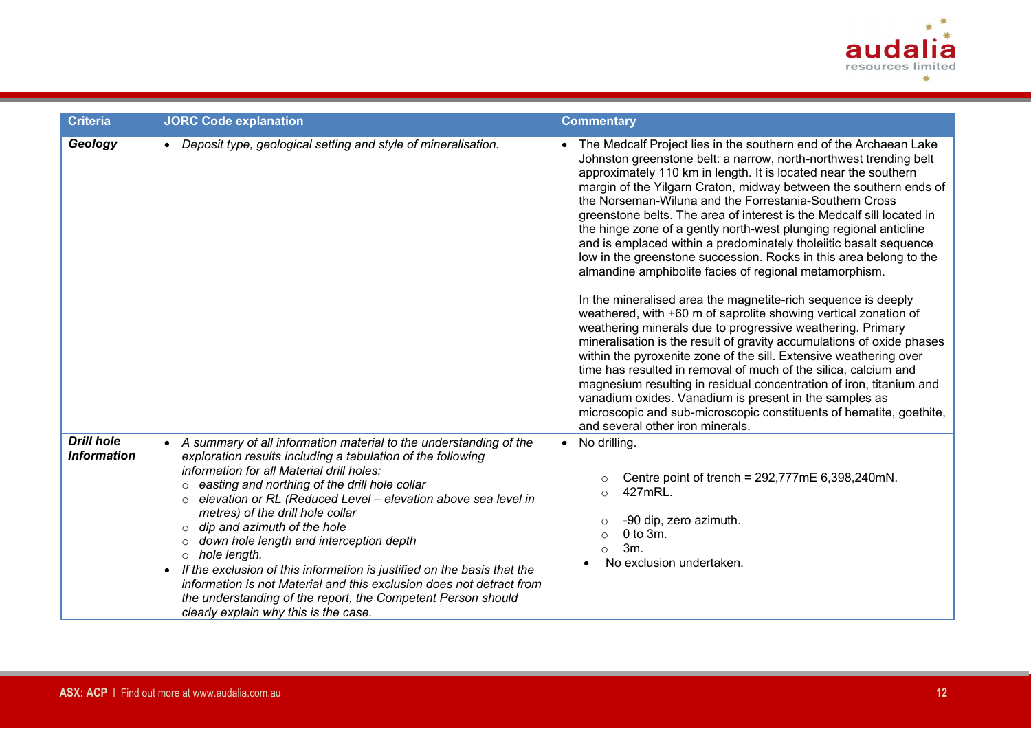| Criteria | JORC Code explanation | Commentary |
|---|---|---|
| ***Geology*** | • *Deposit type, geological setting and style of mineralisation.* | • The Medcalf Project lies in the southern end of the Archaean Lake Johnston greenstone belt: a narrow, north-northwest trending belt approximately 110 km in length. It is located near the southern margin of the Yilgarn Craton, midway between the southern ends of the Norseman-Wiluna and the Forrestania-Southern Cross greenstone belts. The area of interest is the Medcalf sill located in the hinge zone of a gently north-west plunging regional anticline and is emplaced within a predominately tholeiitic basalt sequence low in the greenstone succession. Rocks in this area belong to the almandine amphibolite facies of regional metamorphism.<br><br>In the mineralised area the magnetite-rich sequence is deeply weathered, with +60 m of saprolite showing vertical zonation of weathering minerals due to progressive weathering. Primary mineralisation is the result of gravity accumulations of oxide phases within the pyroxenite zone of the sill. Extensive weathering over time has resulted in removal of much of the silica, calcium and magnesium resulting in residual concentration of iron, titanium and vanadium oxides. Vanadium is present in the samples as microscopic and sub-microscopic constituents of hematite, goethite, and several other iron minerals. |
| ***Drill hole Information*** | • *A summary of all information material to the understanding of the exploration results including a tabulation of the following information for all Material drill holes:*<br>  ○ *easting and northing of the drill hole collar*<br>  ○ *elevation or RL (Reduced Level – elevation above sea level in metres) of the drill hole collar*<br>  ○ *dip and azimuth of the hole*<br>  ○ *down hole length and interception depth*<br>  ○ *hole length.*<br>• *If the exclusion of this information is justified on the basis that the information is not Material and this exclusion does not detract from the understanding of the report, the Competent Person should clearly explain why this is the case.* | • No drilling.<br>  ○ Centre point of trench = 292,777mE 6,398,240mN.<br>  ○ 427mRL.<br>  ○ -90 dip, zero azimuth.<br>  ○ 0 to 3m.<br>  ○ 3m.<br>• No exclusion undertaken. |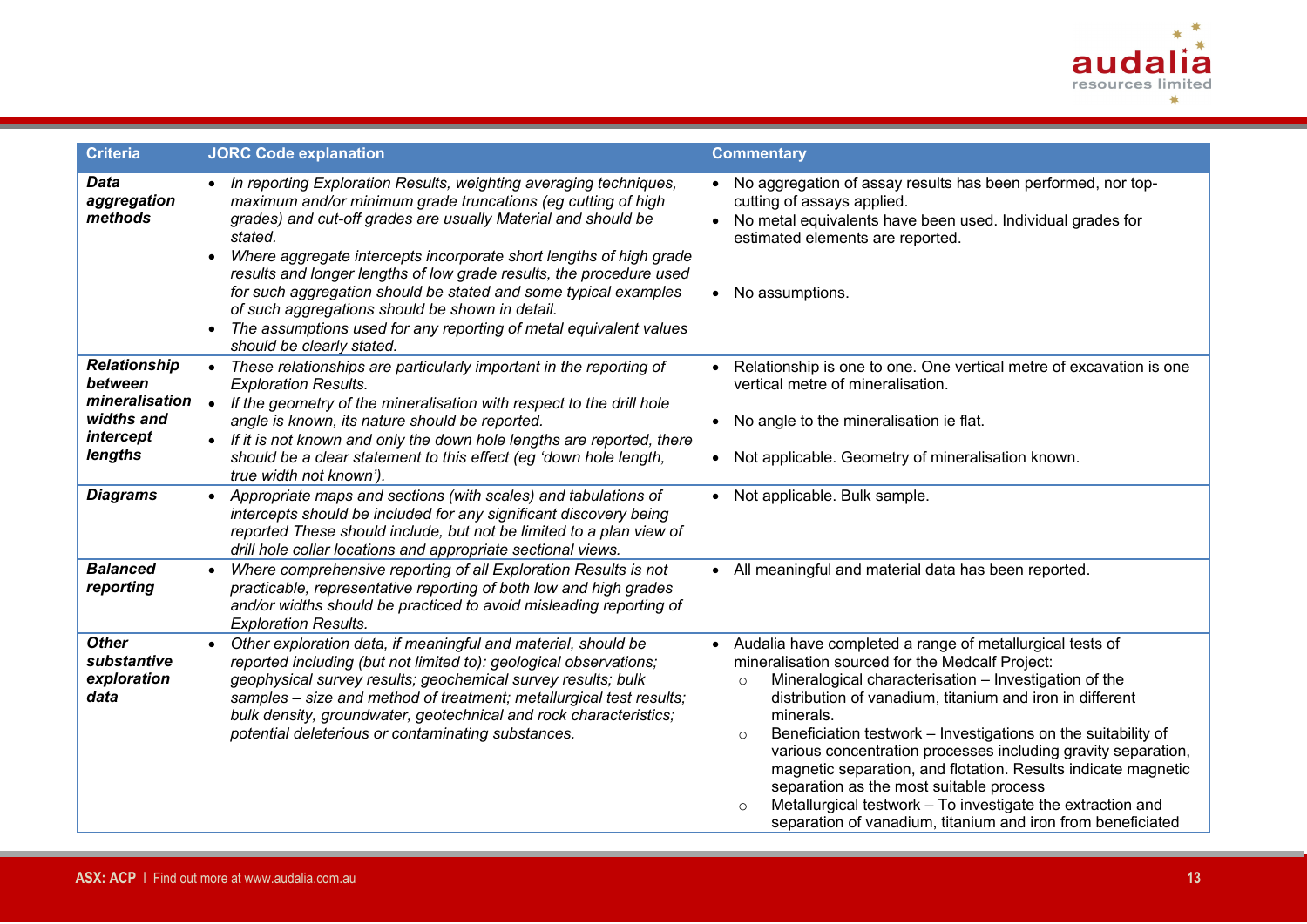| Criteria | JORC Code explanation | Commentary |
|---|---|---|
| ***Data aggregation methods*** | • *In reporting Exploration Results, weighting averaging techniques, maximum and/or minimum grade truncations (eg cutting of high grades) and cut-off grades are usually Material and should be stated.*<br>• *Where aggregate intercepts incorporate short lengths of high grade results and longer lengths of low grade results, the procedure used for such aggregation should be stated and some typical examples of such aggregations should be shown in detail.*<br>• *The assumptions used for any reporting of metal equivalent values should be clearly stated.* | • No aggregation of assay results has been performed, nor top-cutting of assays applied.<br>• No metal equivalents have been used. Individual grades for estimated elements are reported.<br>• No assumptions. |
| ***Relationship between mineralisation widths and intercept lengths*** | • *These relationships are particularly important in the reporting of Exploration Results.*<br>• *If the geometry of the mineralisation with respect to the drill hole angle is known, its nature should be reported.*<br>• *If it is not known and only the down hole lengths are reported, there should be a clear statement to this effect (eg 'down hole length, true width not known').* | • Relationship is one to one. One vertical metre of excavation is one vertical metre of mineralisation.<br>• No angle to the mineralisation ie flat.<br>• Not applicable. Geometry of mineralisation known. |
| ***Diagrams*** | • *Appropriate maps and sections (with scales) and tabulations of intercepts should be included for any significant discovery being reported These should include, but not be limited to a plan view of drill hole collar locations and appropriate sectional views.* | • Not applicable. Bulk sample. |
| ***Balanced reporting*** | • *Where comprehensive reporting of all Exploration Results is not practicable, representative reporting of both low and high grades and/or widths should be practiced to avoid misleading reporting of Exploration Results.* | • All meaningful and material data has been reported. |
| ***Other substantive exploration data*** | • *Other exploration data, if meaningful and material, should be reported including (but not limited to): geological observations; geophysical survey results; geochemical survey results; bulk samples – size and method of treatment; metallurgical test results; bulk density, groundwater, geotechnical and rock characteristics; potential deleterious or contaminating substances.* | • Audalia have completed a range of metallurgical tests of mineralisation sourced for the Medcalf Project:<br>  ○ Mineralogical characterisation – Investigation of the distribution of vanadium, titanium and iron in different minerals.<br>  ○ Beneficiation testwork – Investigations on the suitability of various concentration processes including gravity separation, magnetic separation, and flotation. Results indicate magnetic separation as the most suitable process<br>  ○ Metallurgical testwork – To investigate the extraction and separation of vanadium, titanium and iron from beneficiated |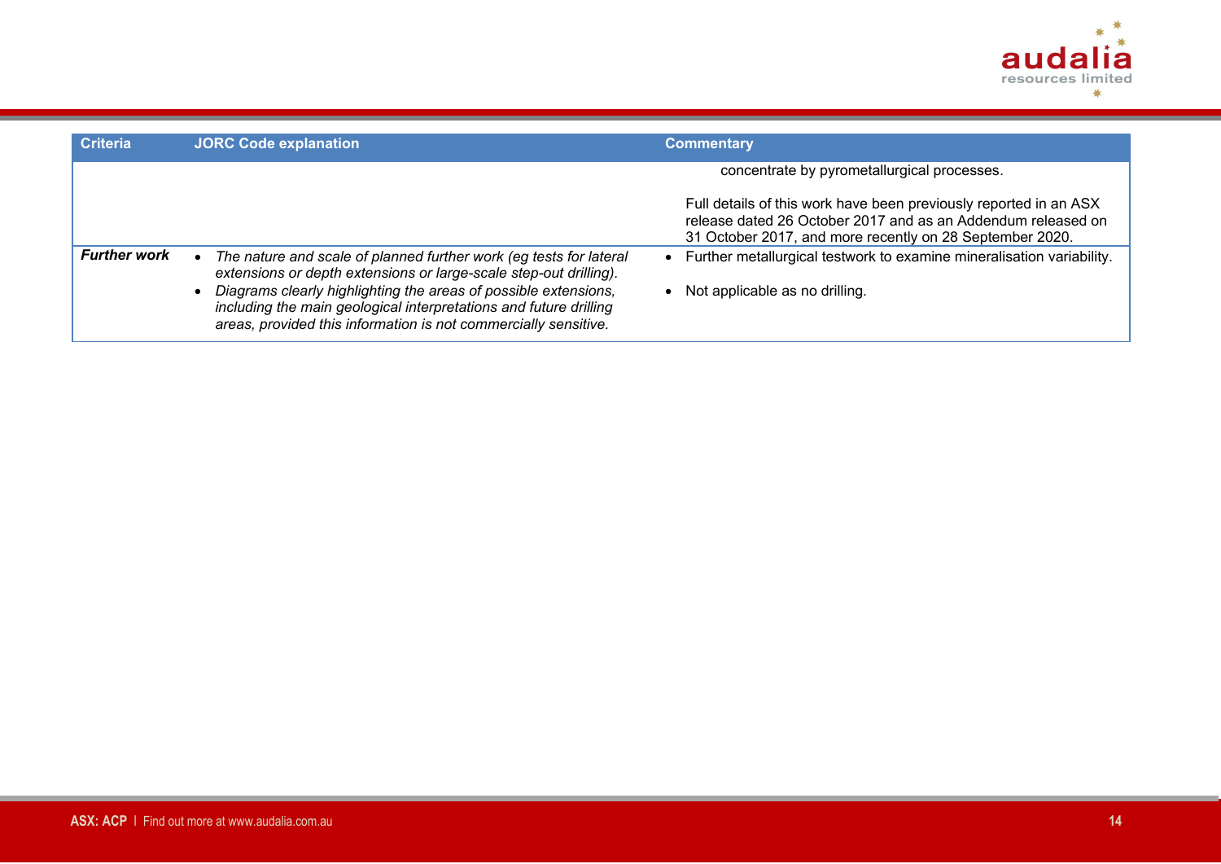| Criteria | JORC Code explanation | Commentary |
|---|---|---|
| | | concentrate by pyrometallurgical processes.<br><br>Full details of this work have been previously reported in an ASX release dated 26 October 2017 and as an Addendum released on 31 October 2017, and more recently on 28 September 2020. |
| ***Further work*** | • *The nature and scale of planned further work (eg tests for lateral extensions or depth extensions or large-scale step-out drilling).*<br>• *Diagrams clearly highlighting the areas of possible extensions, including the main geological interpretations and future drilling areas, provided this information is not commercially sensitive.* | • Further metallurgical testwork to examine mineralisation variability.<br>• Not applicable as no drilling. |